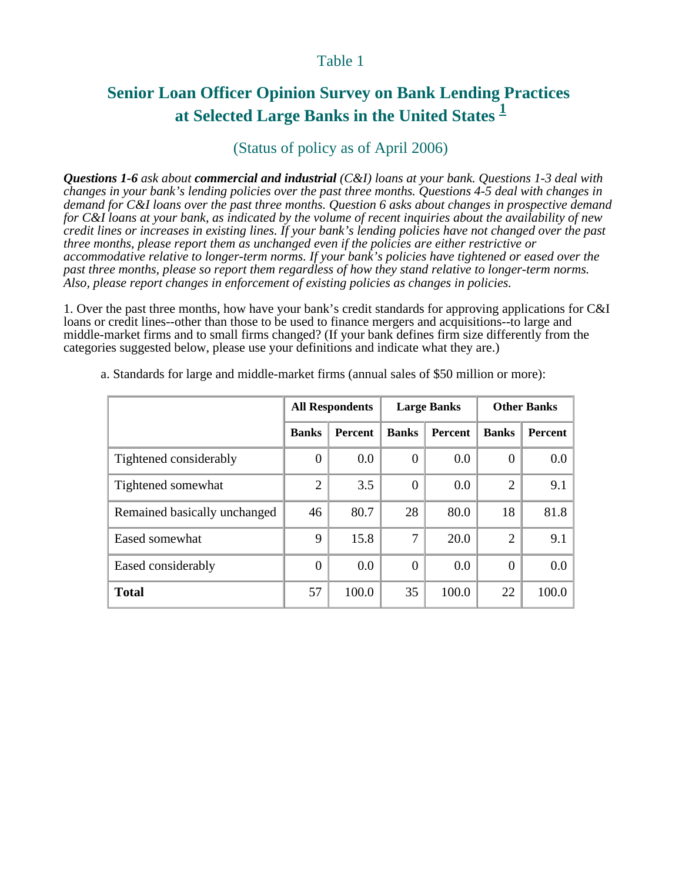Table 1

# Senior Loan Officer Opinion Survey on Bank Lending Practices at Selected Large Banks in the United States [1]

(Status of policy as of April 2006)

***Questions 1-6*** *ask about* ***commercial and industrial*** *(C&I) loans at your bank. Questions 1-3 deal with changes in your bank's lending policies over the past three months. Questions 4-5 deal with changes in demand for C&I loans over the past three months. Question 6 asks about changes in prospective demand for C&I loans at your bank, as indicated by the volume of recent inquiries about the availability of new credit lines or increases in existing lines. If your bank's lending policies have not changed over the past three months, please report them as unchanged even if the policies are either restrictive or accommodative relative to longer-term norms. If your bank's policies have tightened or eased over the past three months, please so report them regardless of how they stand relative to longer-term norms. Also, please report changes in enforcement of existing policies as changes in policies.*

1. Over the past three months, how have your bank's credit standards for approving applications for C&I loans or credit lines--other than those to be used to finance mergers and acquisitions--to large and middle-market firms and to small firms changed? (If your bank defines firm size differently from the categories suggested below, please use your definitions and indicate what they are.)

a. Standards for large and middle-market firms (annual sales of $50 million or more):

| | All Respondents | | Large Banks | | Other Banks | |
|---|---|---|---|---|---|---|
| | Banks | Percent | Banks | Percent | Banks | Percent |
| Tightened considerably | 0 | 0.0 | 0 | 0.0 | 0 | 0.0 |
| Tightened somewhat | 2 | 3.5 | 0 | 0.0 | 2 | 9.1 |
| Remained basically unchanged | 46 | 80.7 | 28 | 80.0 | 18 | 81.8 |
| Eased somewhat | 9 | 15.8 | 7 | 20.0 | 2 | 9.1 |
| Eased considerably | 0 | 0.0 | 0 | 0.0 | 0 | 0.0 |
| **Total** | 57 | 100.0 | 35 | 100.0 | 22 | 100.0 |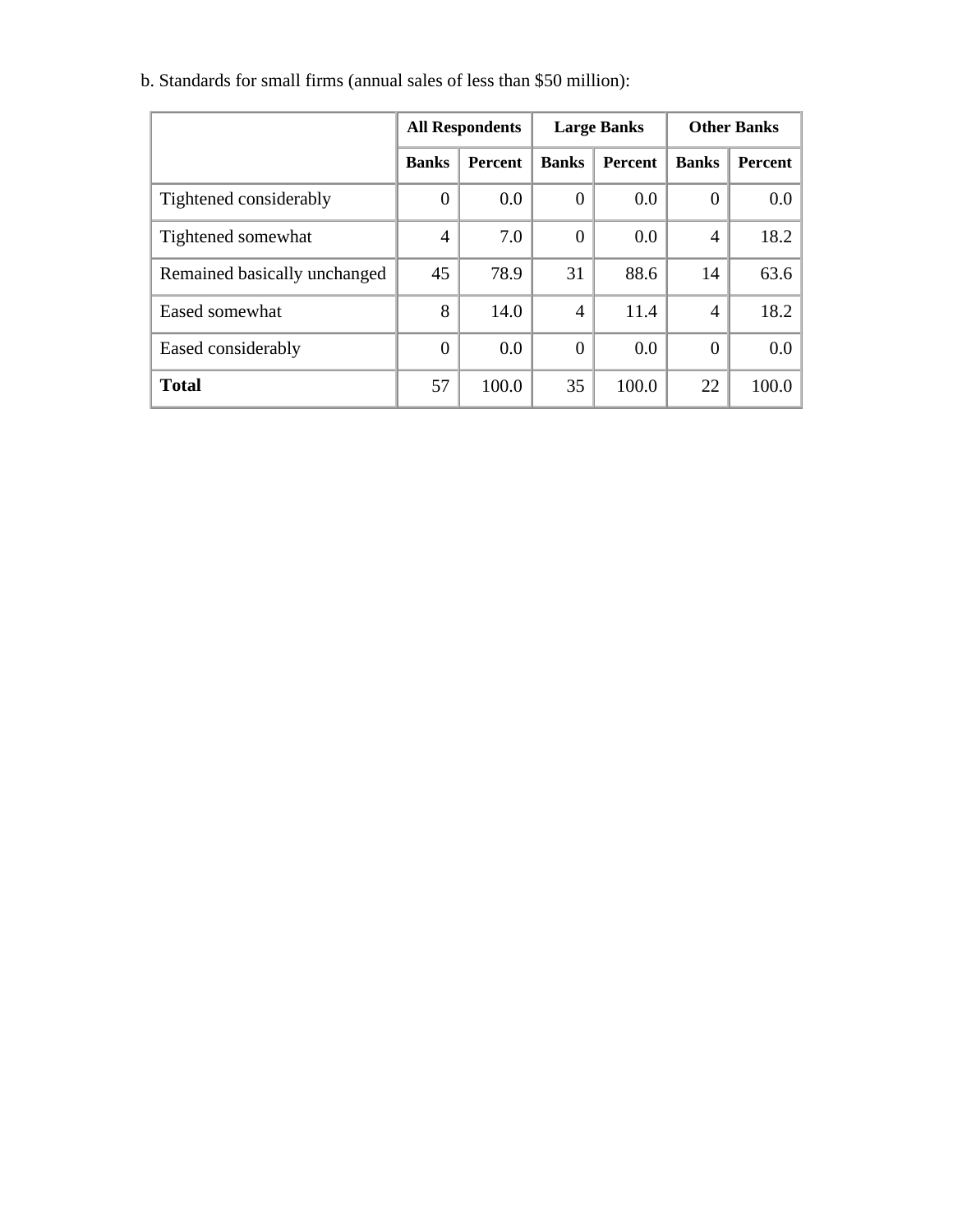b. Standards for small firms (annual sales of less than $50 million):

| | All Respondents | | Large Banks | | Other Banks | |
|---|---|---|---|---|---|---|
| | Banks | Percent | Banks | Percent | Banks | Percent |
| Tightened considerably | 0 | 0.0 | 0 | 0.0 | 0 | 0.0 |
| Tightened somewhat | 4 | 7.0 | 0 | 0.0 | 4 | 18.2 |
| Remained basically unchanged | 45 | 78.9 | 31 | 88.6 | 14 | 63.6 |
| Eased somewhat | 8 | 14.0 | 4 | 11.4 | 4 | 18.2 |
| Eased considerably | 0 | 0.0 | 0 | 0.0 | 0 | 0.0 |
| **Total** | 57 | 100.0 | 35 | 100.0 | 22 | 100.0 |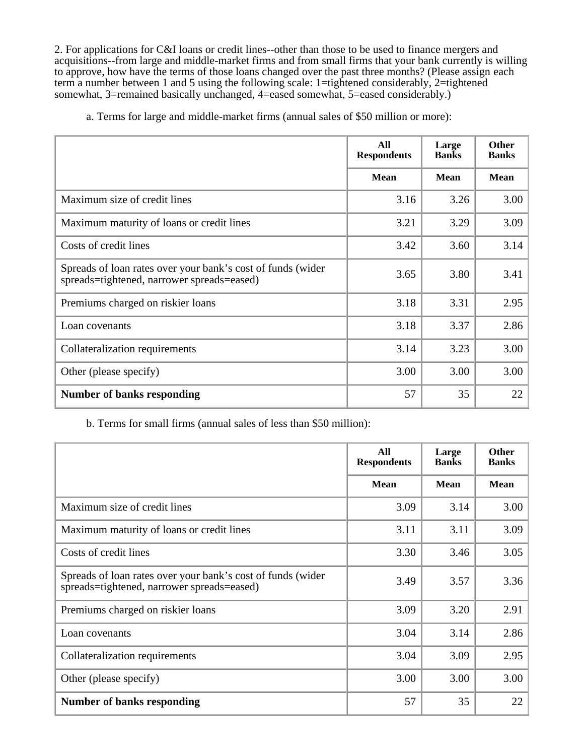2. For applications for C&I loans or credit lines--other than those to be used to finance mergers and acquisitions--from large and middle-market firms and from small firms that your bank currently is willing to approve, how have the terms of those loans changed over the past three months? (Please assign each term a number between 1 and 5 using the following scale: 1=tightened considerably, 2=tightened somewhat, 3=remained basically unchanged, 4=eased somewhat, 5=eased considerably.)

a. Terms for large and middle-market firms (annual sales of $50 million or more):

| | All Respondents | Large Banks | Other Banks |
|---|---|---|---|
| | Mean | Mean | Mean |
| Maximum size of credit lines | 3.16 | 3.26 | 3.00 |
| Maximum maturity of loans or credit lines | 3.21 | 3.29 | 3.09 |
| Costs of credit lines | 3.42 | 3.60 | 3.14 |
| Spreads of loan rates over your bank’s cost of funds (wider spreads=tightened, narrower spreads=eased) | 3.65 | 3.80 | 3.41 |
| Premiums charged on riskier loans | 3.18 | 3.31 | 2.95 |
| Loan covenants | 3.18 | 3.37 | 2.86 |
| Collateralization requirements | 3.14 | 3.23 | 3.00 |
| Other (please specify) | 3.00 | 3.00 | 3.00 |
| **Number of banks responding** | 57 | 35 | 22 |

b. Terms for small firms (annual sales of less than $50 million):

| | All Respondents | Large Banks | Other Banks |
|---|---|---|---|
| | Mean | Mean | Mean |
| Maximum size of credit lines | 3.09 | 3.14 | 3.00 |
| Maximum maturity of loans or credit lines | 3.11 | 3.11 | 3.09 |
| Costs of credit lines | 3.30 | 3.46 | 3.05 |
| Spreads of loan rates over your bank’s cost of funds (wider spreads=tightened, narrower spreads=eased) | 3.49 | 3.57 | 3.36 |
| Premiums charged on riskier loans | 3.09 | 3.20 | 2.91 |
| Loan covenants | 3.04 | 3.14 | 2.86 |
| Collateralization requirements | 3.04 | 3.09 | 2.95 |
| Other (please specify) | 3.00 | 3.00 | 3.00 |
| **Number of banks responding** | 57 | 35 | 22 |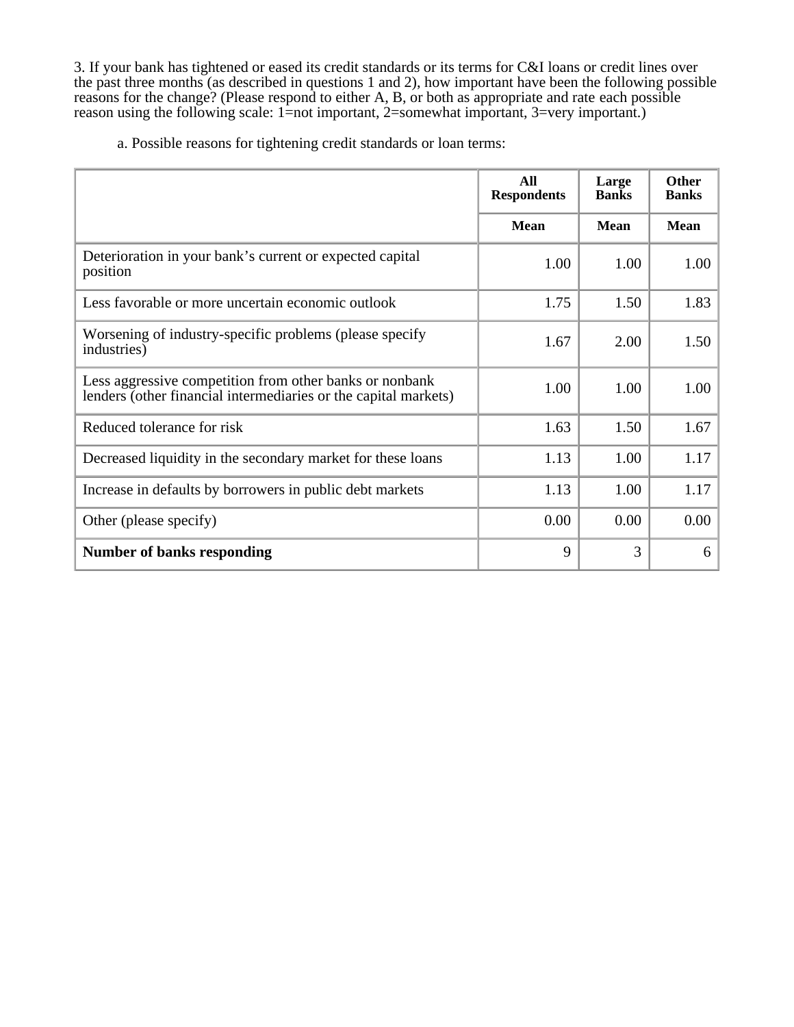3. If your bank has tightened or eased its credit standards or its terms for C&I loans or credit lines over the past three months (as described in questions 1 and 2), how important have been the following possible reasons for the change? (Please respond to either A, B, or both as appropriate and rate each possible reason using the following scale: 1=not important, 2=somewhat important, 3=very important.)

a. Possible reasons for tightening credit standards or loan terms:

| | All Respondents | Large Banks | Other Banks |
|---|---|---|---|
| | Mean | Mean | Mean |
| Deterioration in your bank's current or expected capital position | 1.00 | 1.00 | 1.00 |
| Less favorable or more uncertain economic outlook | 1.75 | 1.50 | 1.83 |
| Worsening of industry-specific problems (please specify industries) | 1.67 | 2.00 | 1.50 |
| Less aggressive competition from other banks or nonbank lenders (other financial intermediaries or the capital markets) | 1.00 | 1.00 | 1.00 |
| Reduced tolerance for risk | 1.63 | 1.50 | 1.67 |
| Decreased liquidity in the secondary market for these loans | 1.13 | 1.00 | 1.17 |
| Increase in defaults by borrowers in public debt markets | 1.13 | 1.00 | 1.17 |
| Other (please specify) | 0.00 | 0.00 | 0.00 |
| **Number of banks responding** | 9 | 3 | 6 |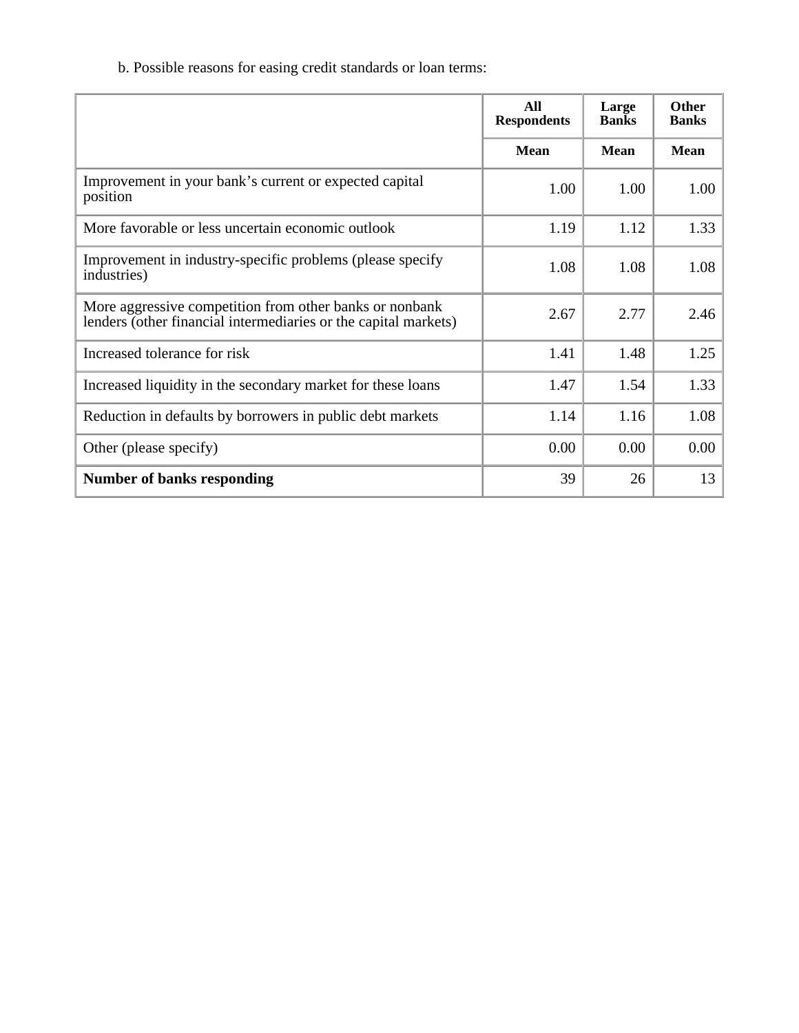b. Possible reasons for easing credit standards or loan terms:

| | All Respondents | Large Banks | Other Banks |
|---|---|---|---|
| | Mean | Mean | Mean |
| Improvement in your bank’s current or expected capital position | 1.00 | 1.00 | 1.00 |
| More favorable or less uncertain economic outlook | 1.19 | 1.12 | 1.33 |
| Improvement in industry-specific problems (please specify industries) | 1.08 | 1.08 | 1.08 |
| More aggressive competition from other banks or nonbank lenders (other financial intermediaries or the capital markets) | 2.67 | 2.77 | 2.46 |
| Increased tolerance for risk | 1.41 | 1.48 | 1.25 |
| Increased liquidity in the secondary market for these loans | 1.47 | 1.54 | 1.33 |
| Reduction in defaults by borrowers in public debt markets | 1.14 | 1.16 | 1.08 |
| Other (please specify) | 0.00 | 0.00 | 0.00 |
| **Number of banks responding** | 39 | 26 | 13 |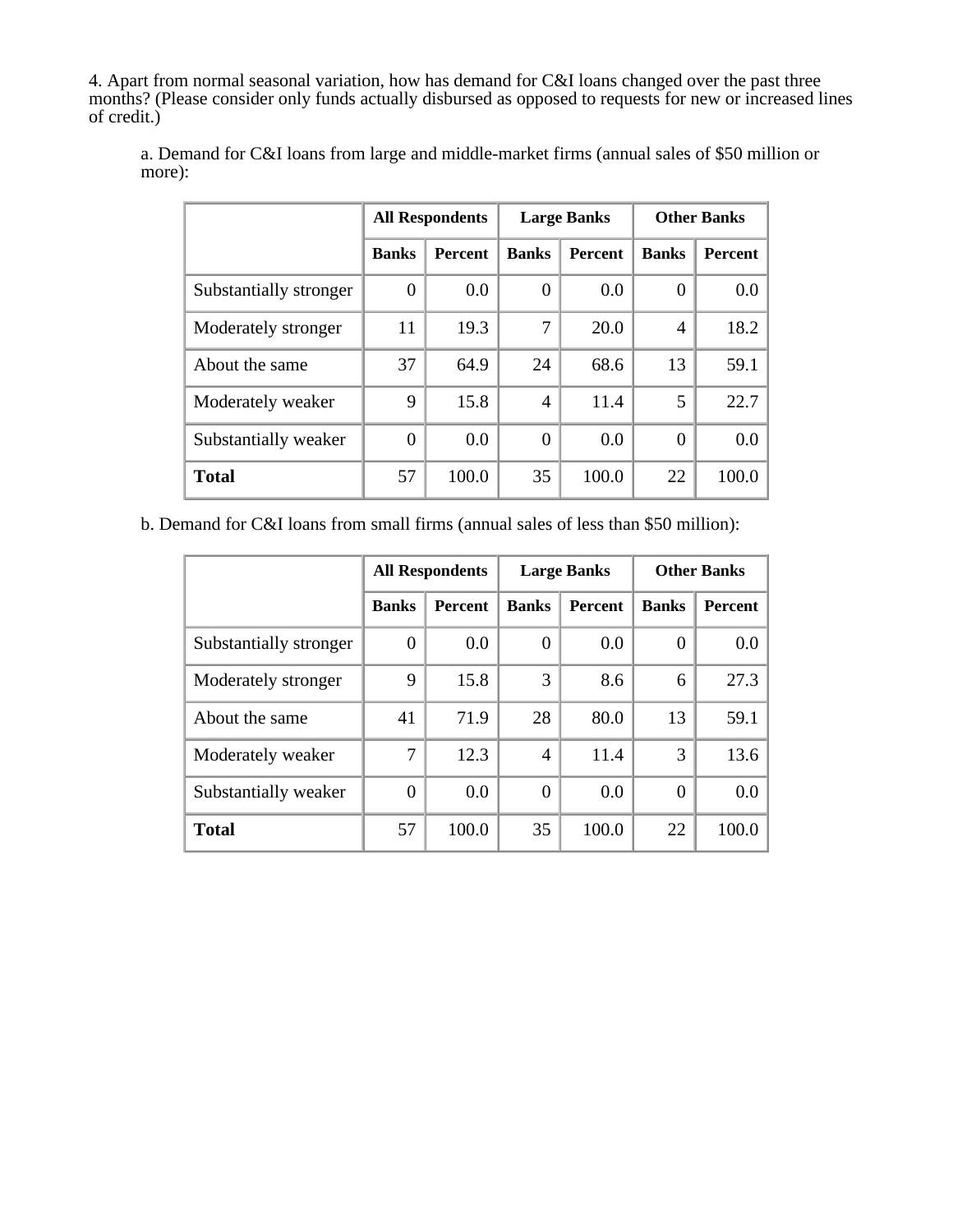4. Apart from normal seasonal variation, how has demand for C&I loans changed over the past three months? (Please consider only funds actually disbursed as opposed to requests for new or increased lines of credit.)

a. Demand for C&I loans from large and middle-market firms (annual sales of $50 million or more):

| | All Respondents | | Large Banks | | Other Banks | |
|---|---|---|---|---|---|---|
| | Banks | Percent | Banks | Percent | Banks | Percent |
| Substantially stronger | 0 | 0.0 | 0 | 0.0 | 0 | 0.0 |
| Moderately stronger | 11 | 19.3 | 7 | 20.0 | 4 | 18.2 |
| About the same | 37 | 64.9 | 24 | 68.6 | 13 | 59.1 |
| Moderately weaker | 9 | 15.8 | 4 | 11.4 | 5 | 22.7 |
| Substantially weaker | 0 | 0.0 | 0 | 0.0 | 0 | 0.0 |
| **Total** | 57 | 100.0 | 35 | 100.0 | 22 | 100.0 |

b. Demand for C&I loans from small firms (annual sales of less than $50 million):

| | All Respondents | | Large Banks | | Other Banks | |
|---|---|---|---|---|---|---|
| | Banks | Percent | Banks | Percent | Banks | Percent |
| Substantially stronger | 0 | 0.0 | 0 | 0.0 | 0 | 0.0 |
| Moderately stronger | 9 | 15.8 | 3 | 8.6 | 6 | 27.3 |
| About the same | 41 | 71.9 | 28 | 80.0 | 13 | 59.1 |
| Moderately weaker | 7 | 12.3 | 4 | 11.4 | 3 | 13.6 |
| Substantially weaker | 0 | 0.0 | 0 | 0.0 | 0 | 0.0 |
| **Total** | 57 | 100.0 | 35 | 100.0 | 22 | 100.0 |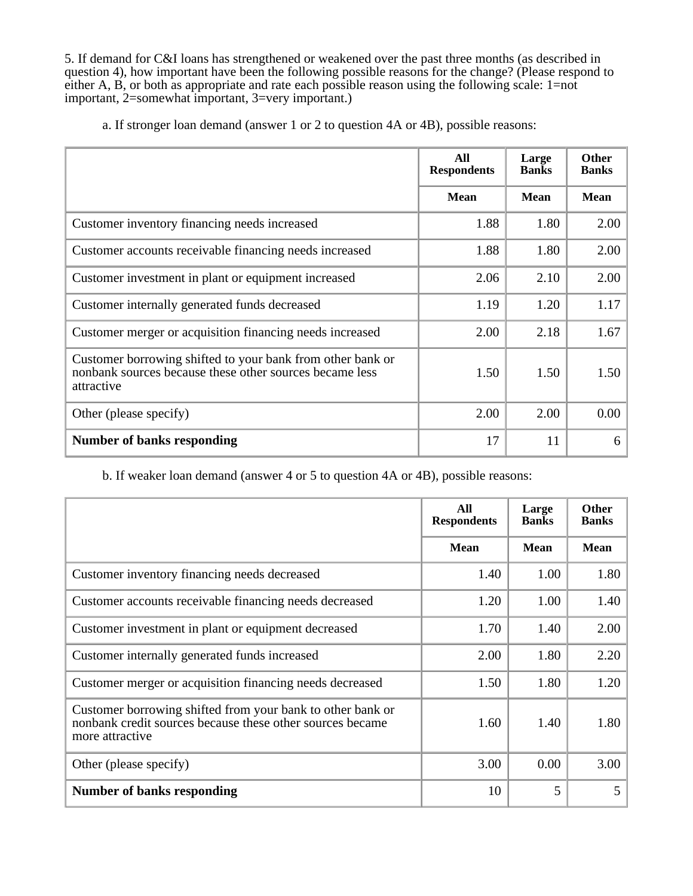5. If demand for C&I loans has strengthened or weakened over the past three months (as described in question 4), how important have been the following possible reasons for the change? (Please respond to either A, B, or both as appropriate and rate each possible reason using the following scale: 1=not important, 2=somewhat important, 3=very important.)

a. If stronger loan demand (answer 1 or 2 to question 4A or 4B), possible reasons:

| | All Respondents | Large Banks | Other Banks |
|---|---|---|---|
| | Mean | Mean | Mean |
| Customer inventory financing needs increased | 1.88 | 1.80 | 2.00 |
| Customer accounts receivable financing needs increased | 1.88 | 1.80 | 2.00 |
| Customer investment in plant or equipment increased | 2.06 | 2.10 | 2.00 |
| Customer internally generated funds decreased | 1.19 | 1.20 | 1.17 |
| Customer merger or acquisition financing needs increased | 2.00 | 2.18 | 1.67 |
| Customer borrowing shifted to your bank from other bank or nonbank sources because these other sources became less attractive | 1.50 | 1.50 | 1.50 |
| Other (please specify) | 2.00 | 2.00 | 0.00 |
| **Number of banks responding** | 17 | 11 | 6 |

b. If weaker loan demand (answer 4 or 5 to question 4A or 4B), possible reasons:

| | All Respondents | Large Banks | Other Banks |
|---|---|---|---|
| | Mean | Mean | Mean |
| Customer inventory financing needs decreased | 1.40 | 1.00 | 1.80 |
| Customer accounts receivable financing needs decreased | 1.20 | 1.00 | 1.40 |
| Customer investment in plant or equipment decreased | 1.70 | 1.40 | 2.00 |
| Customer internally generated funds increased | 2.00 | 1.80 | 2.20 |
| Customer merger or acquisition financing needs decreased | 1.50 | 1.80 | 1.20 |
| Customer borrowing shifted from your bank to other bank or nonbank credit sources because these other sources became more attractive | 1.60 | 1.40 | 1.80 |
| Other (please specify) | 3.00 | 0.00 | 3.00 |
| **Number of banks responding** | 10 | 5 | 5 |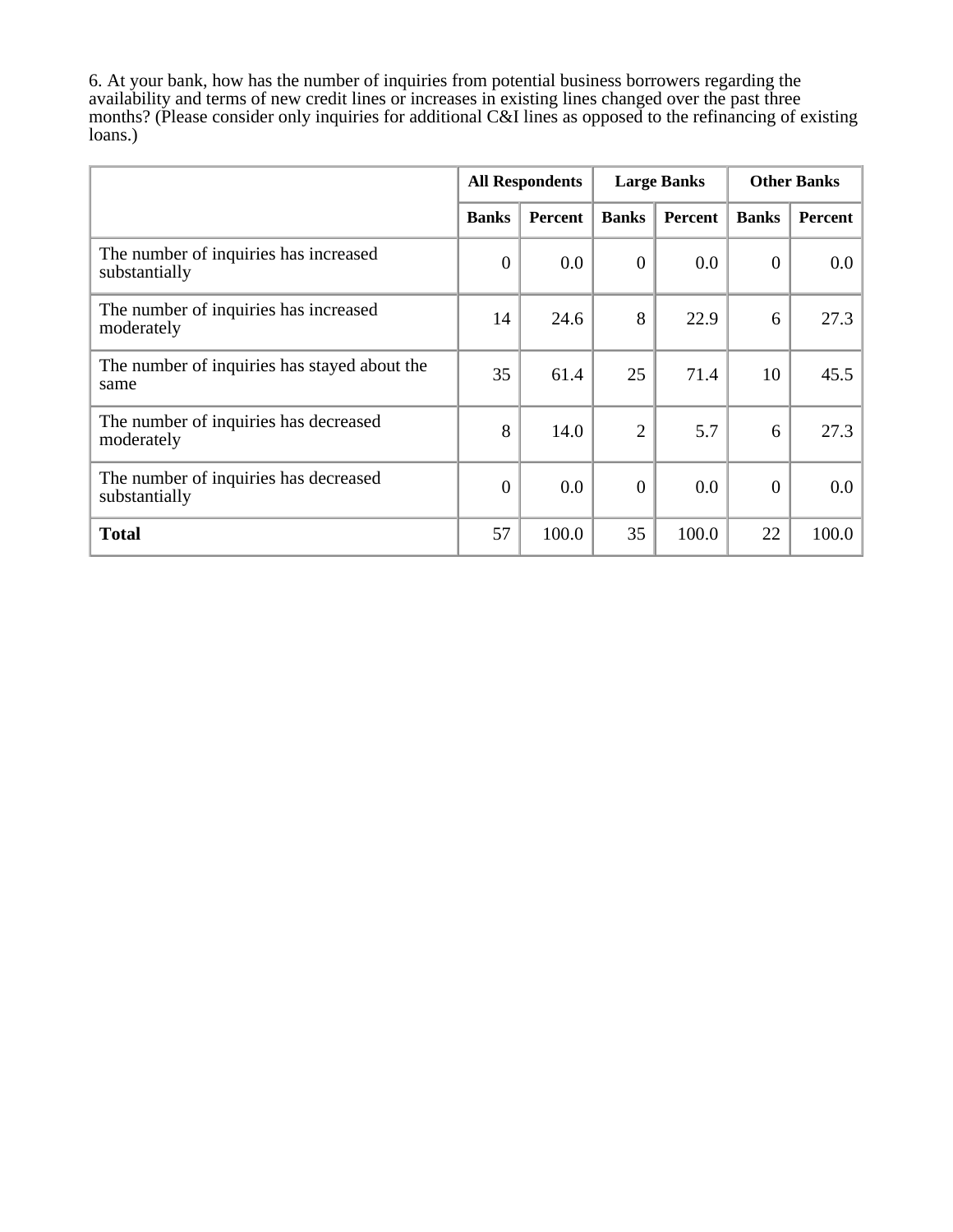6. At your bank, how has the number of inquiries from potential business borrowers regarding the availability and terms of new credit lines or increases in existing lines changed over the past three months? (Please consider only inquiries for additional C&I lines as opposed to the refinancing of existing loans.)

| | All Respondents | | Large Banks | | Other Banks | |
|---|---|---|---|---|---|---|
| | **Banks** | **Percent** | **Banks** | **Percent** | **Banks** | **Percent** |
| The number of inquiries has increased substantially | 0 | 0.0 | 0 | 0.0 | 0 | 0.0 |
| The number of inquiries has increased moderately | 14 | 24.6 | 8 | 22.9 | 6 | 27.3 |
| The number of inquiries has stayed about the same | 35 | 61.4 | 25 | 71.4 | 10 | 45.5 |
| The number of inquiries has decreased moderately | 8 | 14.0 | 2 | 5.7 | 6 | 27.3 |
| The number of inquiries has decreased substantially | 0 | 0.0 | 0 | 0.0 | 0 | 0.0 |
| **Total** | 57 | 100.0 | 35 | 100.0 | 22 | 100.0 |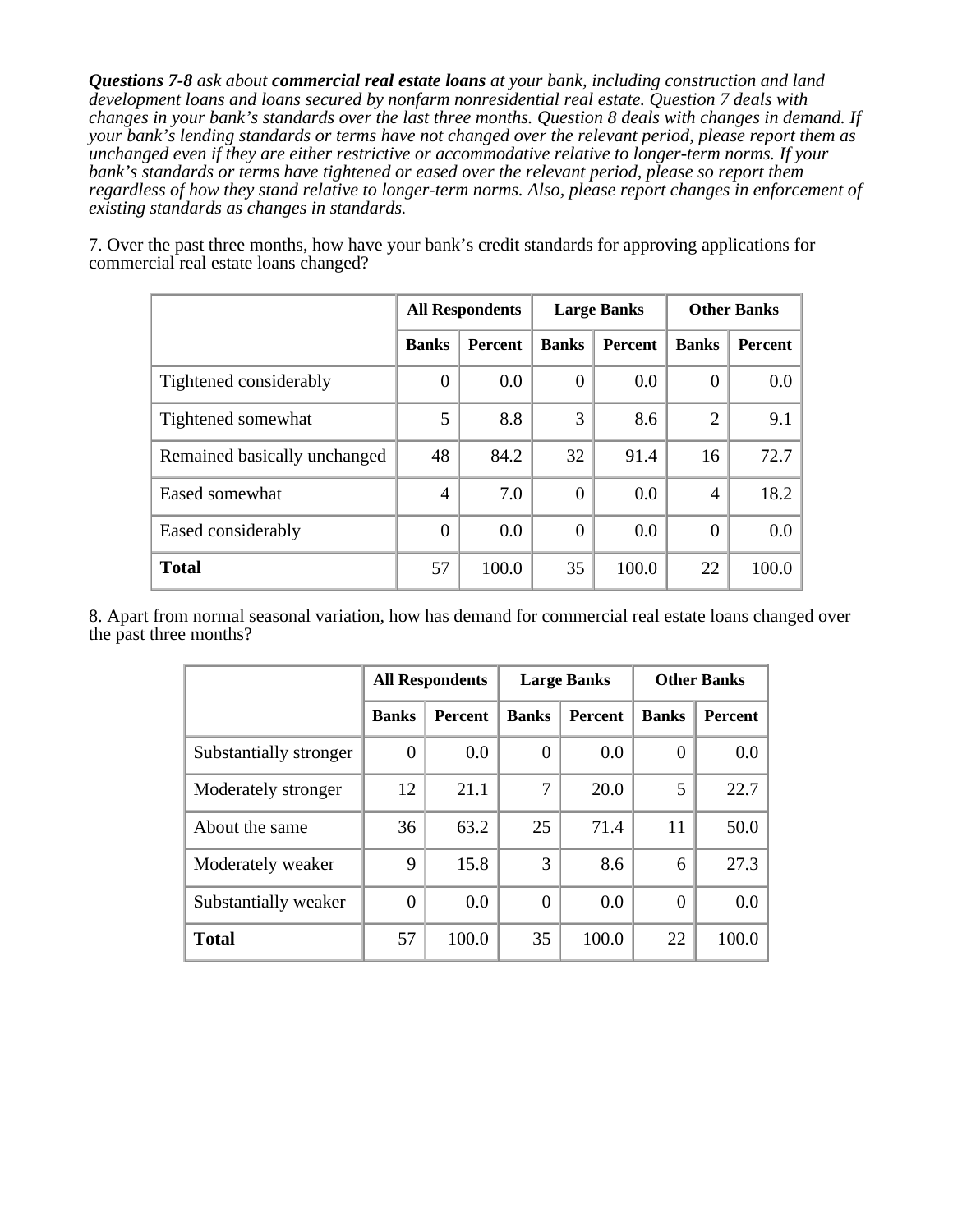***Questions 7-8** ask about **commercial real estate loans** at your bank, including construction and land development loans and loans secured by nonfarm nonresidential real estate. Question 7 deals with changes in your bank's standards over the last three months. Question 8 deals with changes in demand. If your bank's lending standards or terms have not changed over the relevant period, please report them as unchanged even if they are either restrictive or accommodative relative to longer-term norms. If your bank's standards or terms have tightened or eased over the relevant period, please so report them regardless of how they stand relative to longer-term norms. Also, please report changes in enforcement of existing standards as changes in standards.*

7. Over the past three months, how have your bank's credit standards for approving applications for commercial real estate loans changed?

| | All Respondents | | Large Banks | | Other Banks | |
|---|---|---|---|---|---|---|
| | **Banks** | **Percent** | **Banks** | **Percent** | **Banks** | **Percent** |
| Tightened considerably | 0 | 0.0 | 0 | 0.0 | 0 | 0.0 |
| Tightened somewhat | 5 | 8.8 | 3 | 8.6 | 2 | 9.1 |
| Remained basically unchanged | 48 | 84.2 | 32 | 91.4 | 16 | 72.7 |
| Eased somewhat | 4 | 7.0 | 0 | 0.0 | 4 | 18.2 |
| Eased considerably | 0 | 0.0 | 0 | 0.0 | 0 | 0.0 |
| **Total** | 57 | 100.0 | 35 | 100.0 | 22 | 100.0 |

8. Apart from normal seasonal variation, how has demand for commercial real estate loans changed over the past three months?

| | All Respondents | | Large Banks | | Other Banks | |
|---|---|---|---|---|---|---|
| | **Banks** | **Percent** | **Banks** | **Percent** | **Banks** | **Percent** |
| Substantially stronger | 0 | 0.0 | 0 | 0.0 | 0 | 0.0 |
| Moderately stronger | 12 | 21.1 | 7 | 20.0 | 5 | 22.7 |
| About the same | 36 | 63.2 | 25 | 71.4 | 11 | 50.0 |
| Moderately weaker | 9 | 15.8 | 3 | 8.6 | 6 | 27.3 |
| Substantially weaker | 0 | 0.0 | 0 | 0.0 | 0 | 0.0 |
| **Total** | 57 | 100.0 | 35 | 100.0 | 22 | 100.0 |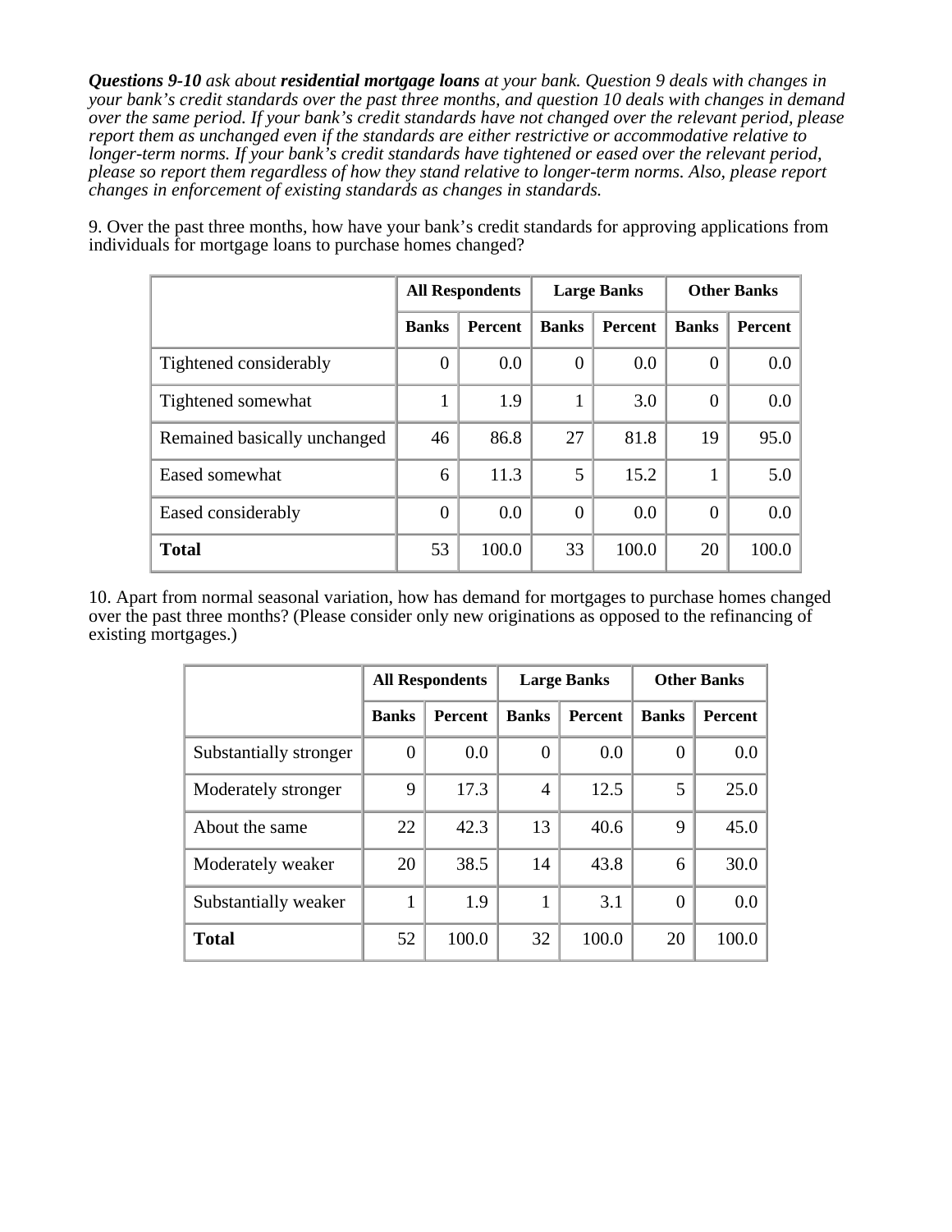***Questions 9-10*** *ask about* ***residential mortgage loans*** *at your bank. Question 9 deals with changes in your bank's credit standards over the past three months, and question 10 deals with changes in demand over the same period. If your bank's credit standards have not changed over the relevant period, please report them as unchanged even if the standards are either restrictive or accommodative relative to longer-term norms. If your bank's credit standards have tightened or eased over the relevant period, please so report them regardless of how they stand relative to longer-term norms. Also, please report changes in enforcement of existing standards as changes in standards.*

9. Over the past three months, how have your bank's credit standards for approving applications from individuals for mortgage loans to purchase homes changed?

| | All Respondents | | Large Banks | | Other Banks | |
|---|---|---|---|---|---|---|
| | Banks | Percent | Banks | Percent | Banks | Percent |
| Tightened considerably | 0 | 0.0 | 0 | 0.0 | 0 | 0.0 |
| Tightened somewhat | 1 | 1.9 | 1 | 3.0 | 0 | 0.0 |
| Remained basically unchanged | 46 | 86.8 | 27 | 81.8 | 19 | 95.0 |
| Eased somewhat | 6 | 11.3 | 5 | 15.2 | 1 | 5.0 |
| Eased considerably | 0 | 0.0 | 0 | 0.0 | 0 | 0.0 |
| **Total** | 53 | 100.0 | 33 | 100.0 | 20 | 100.0 |

10. Apart from normal seasonal variation, how has demand for mortgages to purchase homes changed over the past three months? (Please consider only new originations as opposed to the refinancing of existing mortgages.)

| | All Respondents | | Large Banks | | Other Banks | |
|---|---|---|---|---|---|---|
| | Banks | Percent | Banks | Percent | Banks | Percent |
| Substantially stronger | 0 | 0.0 | 0 | 0.0 | 0 | 0.0 |
| Moderately stronger | 9 | 17.3 | 4 | 12.5 | 5 | 25.0 |
| About the same | 22 | 42.3 | 13 | 40.6 | 9 | 45.0 |
| Moderately weaker | 20 | 38.5 | 14 | 43.8 | 6 | 30.0 |
| Substantially weaker | 1 | 1.9 | 1 | 3.1 | 0 | 0.0 |
| **Total** | 52 | 100.0 | 32 | 100.0 | 20 | 100.0 |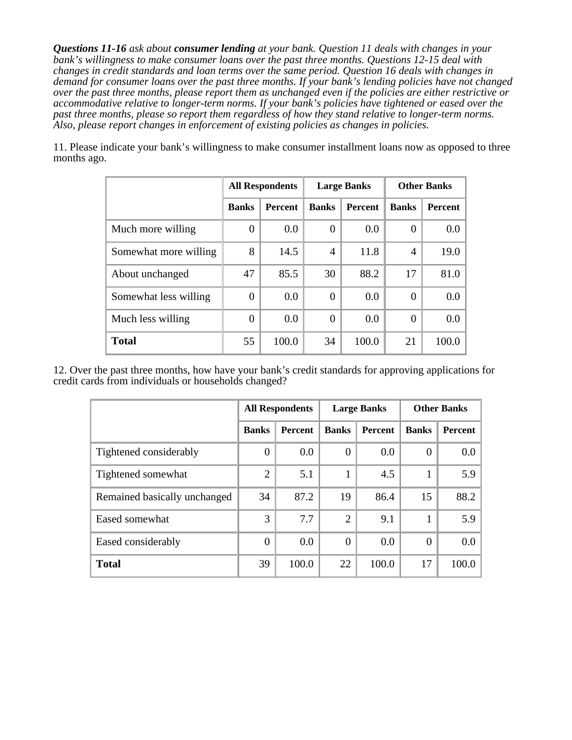***Questions 11-16*** *ask about* ***consumer lending*** *at your bank. Question 11 deals with changes in your bank's willingness to make consumer loans over the past three months. Questions 12-15 deal with changes in credit standards and loan terms over the same period. Question 16 deals with changes in demand for consumer loans over the past three months. If your bank's lending policies have not changed over the past three months, please report them as unchanged even if the policies are either restrictive or accommodative relative to longer-term norms. If your bank's policies have tightened or eased over the past three months, please so report them regardless of how they stand relative to longer-term norms. Also, please report changes in enforcement of existing policies as changes in policies.*

11. Please indicate your bank's willingness to make consumer installment loans now as opposed to three months ago.

| | **All Respondents** | | **Large Banks** | | **Other Banks** | |
|---|---|---|---|---|---|---|
| | **Banks** | **Percent** | **Banks** | **Percent** | **Banks** | **Percent** |
| Much more willing | 0 | 0.0 | 0 | 0.0 | 0 | 0.0 |
| Somewhat more willing | 8 | 14.5 | 4 | 11.8 | 4 | 19.0 |
| About unchanged | 47 | 85.5 | 30 | 88.2 | 17 | 81.0 |
| Somewhat less willing | 0 | 0.0 | 0 | 0.0 | 0 | 0.0 |
| Much less willing | 0 | 0.0 | 0 | 0.0 | 0 | 0.0 |
| **Total** | 55 | 100.0 | 34 | 100.0 | 21 | 100.0 |

12. Over the past three months, how have your bank's credit standards for approving applications for credit cards from individuals or households changed?

| | **All Respondents** | | **Large Banks** | | **Other Banks** | |
|---|---|---|---|---|---|---|
| | **Banks** | **Percent** | **Banks** | **Percent** | **Banks** | **Percent** |
| Tightened considerably | 0 | 0.0 | 0 | 0.0 | 0 | 0.0 |
| Tightened somewhat | 2 | 5.1 | 1 | 4.5 | 1 | 5.9 |
| Remained basically unchanged | 34 | 87.2 | 19 | 86.4 | 15 | 88.2 |
| Eased somewhat | 3 | 7.7 | 2 | 9.1 | 1 | 5.9 |
| Eased considerably | 0 | 0.0 | 0 | 0.0 | 0 | 0.0 |
| **Total** | 39 | 100.0 | 22 | 100.0 | 17 | 100.0 |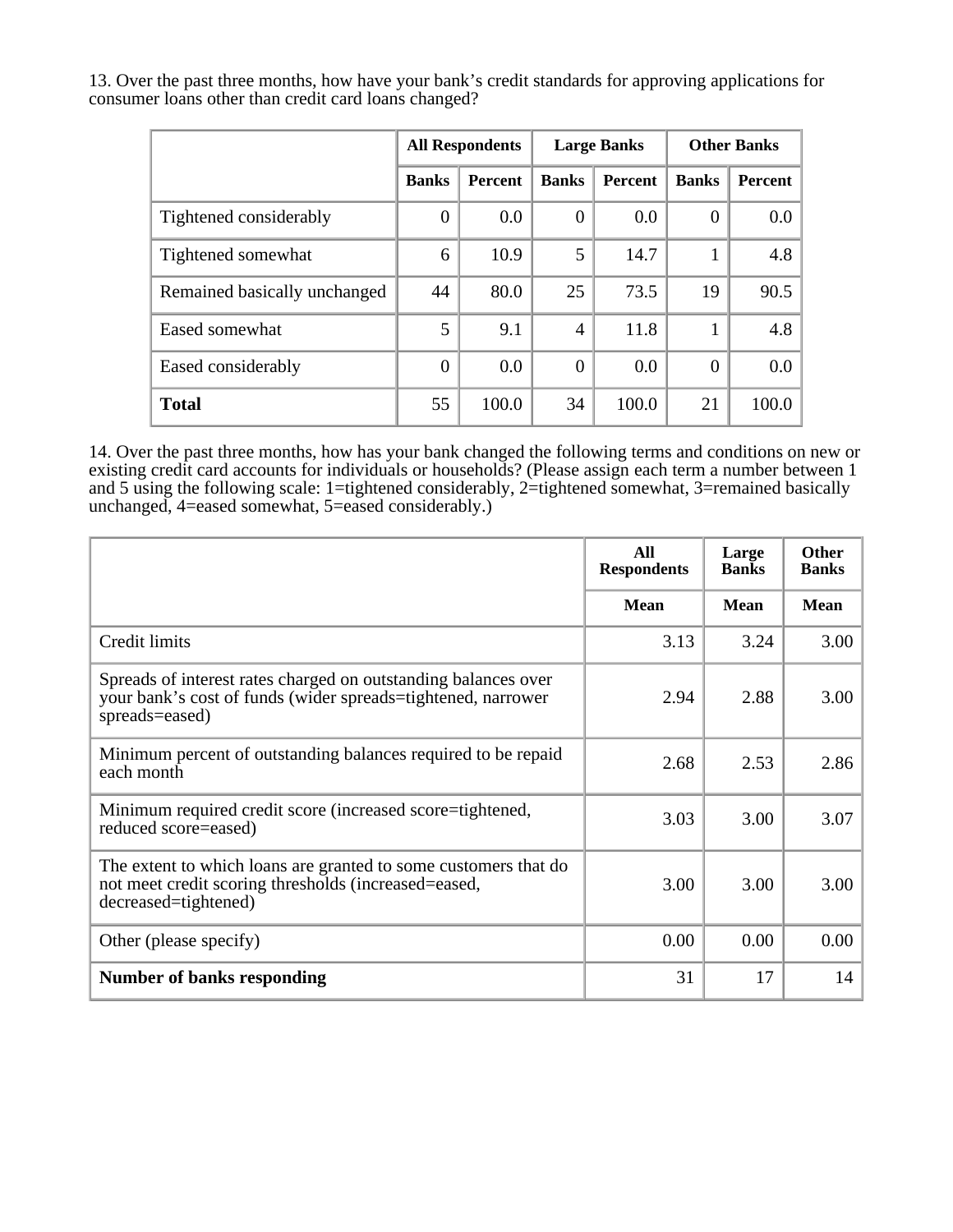13. Over the past three months, how have your bank's credit standards for approving applications for consumer loans other than credit card loans changed?

| | All Respondents | | Large Banks | | Other Banks | |
|---|---|---|---|---|---|---|
| | Banks | Percent | Banks | Percent | Banks | Percent |
| Tightened considerably | 0 | 0.0 | 0 | 0.0 | 0 | 0.0 |
| Tightened somewhat | 6 | 10.9 | 5 | 14.7 | 1 | 4.8 |
| Remained basically unchanged | 44 | 80.0 | 25 | 73.5 | 19 | 90.5 |
| Eased somewhat | 5 | 9.1 | 4 | 11.8 | 1 | 4.8 |
| Eased considerably | 0 | 0.0 | 0 | 0.0 | 0 | 0.0 |
| **Total** | 55 | 100.0 | 34 | 100.0 | 21 | 100.0 |

14. Over the past three months, how has your bank changed the following terms and conditions on new or existing credit card accounts for individuals or households? (Please assign each term a number between 1 and 5 using the following scale: 1=tightened considerably, 2=tightened somewhat, 3=remained basically unchanged, 4=eased somewhat, 5=eased considerably.)

| | All Respondents | Large Banks | Other Banks |
|---|---|---|---|
| | Mean | Mean | Mean |
| Credit limits | 3.13 | 3.24 | 3.00 |
| Spreads of interest rates charged on outstanding balances over your bank's cost of funds (wider spreads=tightened, narrower spreads=eased) | 2.94 | 2.88 | 3.00 |
| Minimum percent of outstanding balances required to be repaid each month | 2.68 | 2.53 | 2.86 |
| Minimum required credit score (increased score=tightened, reduced score=eased) | 3.03 | 3.00 | 3.07 |
| The extent to which loans are granted to some customers that do not meet credit scoring thresholds (increased=eased, decreased=tightened) | 3.00 | 3.00 | 3.00 |
| Other (please specify) | 0.00 | 0.00 | 0.00 |
| **Number of banks responding** | 31 | 17 | 14 |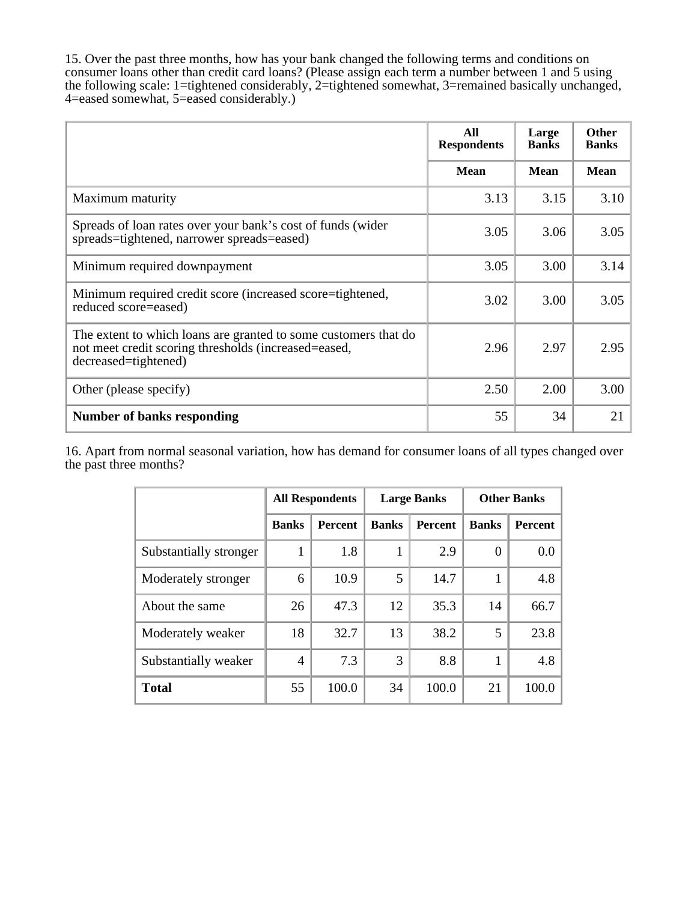15. Over the past three months, how has your bank changed the following terms and conditions on consumer loans other than credit card loans? (Please assign each term a number between 1 and 5 using the following scale: 1=tightened considerably, 2=tightened somewhat, 3=remained basically unchanged, 4=eased somewhat, 5=eased considerably.)

| | All Respondents | Large Banks | Other Banks |
|---|---|---|---|
| | Mean | Mean | Mean |
| Maximum maturity | 3.13 | 3.15 | 3.10 |
| Spreads of loan rates over your bank's cost of funds (wider spreads=tightened, narrower spreads=eased) | 3.05 | 3.06 | 3.05 |
| Minimum required downpayment | 3.05 | 3.00 | 3.14 |
| Minimum required credit score (increased score=tightened, reduced score=eased) | 3.02 | 3.00 | 3.05 |
| The extent to which loans are granted to some customers that do not meet credit scoring thresholds (increased=eased, decreased=tightened) | 2.96 | 2.97 | 2.95 |
| Other (please specify) | 2.50 | 2.00 | 3.00 |
| **Number of banks responding** | 55 | 34 | 21 |

16. Apart from normal seasonal variation, how has demand for consumer loans of all types changed over the past three months?

| | All Respondents | | Large Banks | | Other Banks | |
|---|---|---|---|---|---|---|
| | Banks | Percent | Banks | Percent | Banks | Percent |
| Substantially stronger | 1 | 1.8 | 1 | 2.9 | 0 | 0.0 |
| Moderately stronger | 6 | 10.9 | 5 | 14.7 | 1 | 4.8 |
| About the same | 26 | 47.3 | 12 | 35.3 | 14 | 66.7 |
| Moderately weaker | 18 | 32.7 | 13 | 38.2 | 5 | 23.8 |
| Substantially weaker | 4 | 7.3 | 3 | 8.8 | 1 | 4.8 |
| **Total** | 55 | 100.0 | 34 | 100.0 | 21 | 100.0 |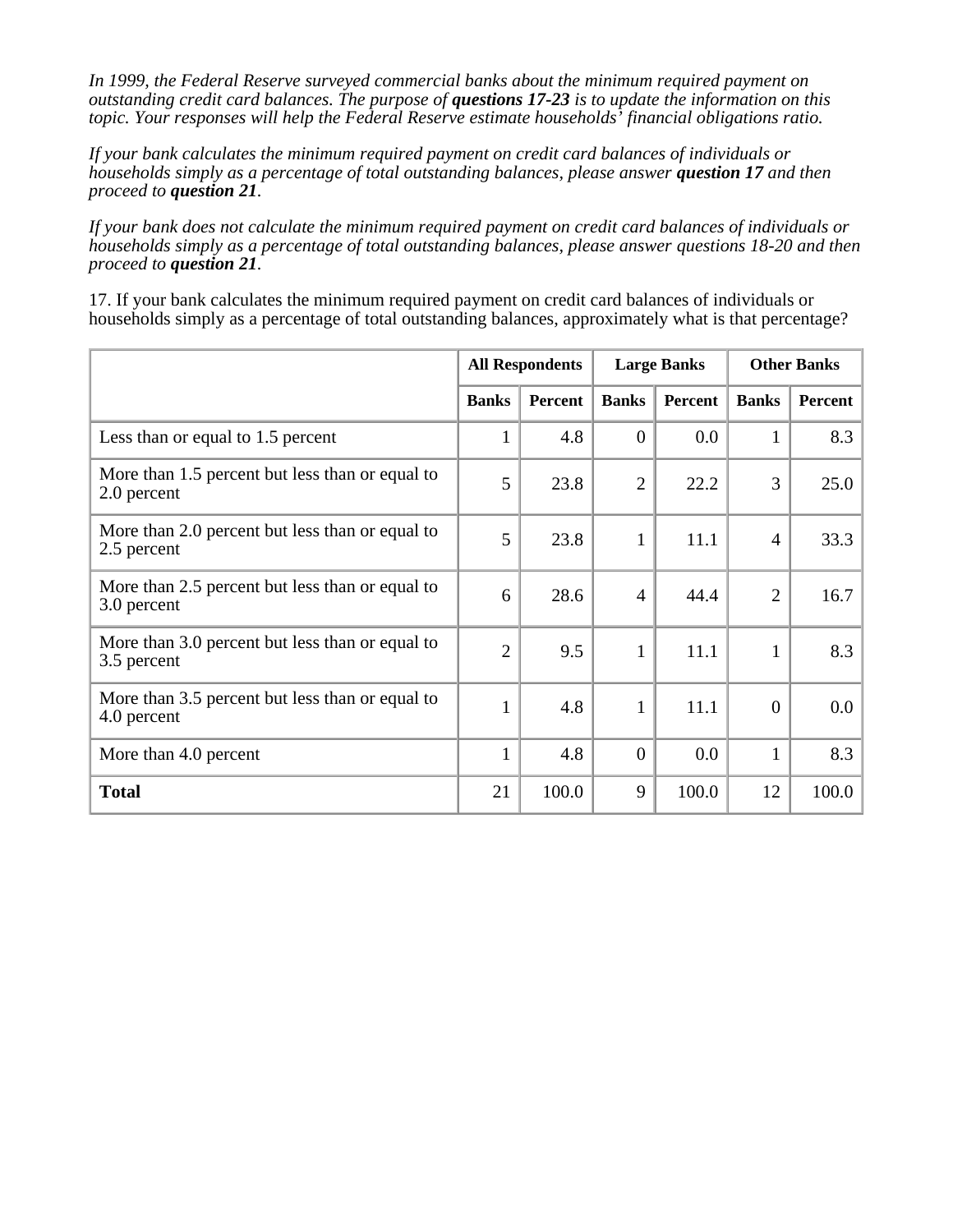*In 1999, the Federal Reserve surveyed commercial banks about the minimum required payment on outstanding credit card balances. The purpose of **questions 17-23** is to update the information on this topic. Your responses will help the Federal Reserve estimate households' financial obligations ratio.*

*If your bank calculates the minimum required payment on credit card balances of individuals or households simply as a percentage of total outstanding balances, please answer **question 17** and then proceed to **question 21**.*

*If your bank does not calculate the minimum required payment on credit card balances of individuals or households simply as a percentage of total outstanding balances, please answer questions 18-20 and then proceed to **question 21**.*

17. If your bank calculates the minimum required payment on credit card balances of individuals or households simply as a percentage of total outstanding balances, approximately what is that percentage?

| | All Respondents | | Large Banks | | Other Banks | |
|---|---|---|---|---|---|---|
| | Banks | Percent | Banks | Percent | Banks | Percent |
| Less than or equal to 1.5 percent | 1 | 4.8 | 0 | 0.0 | 1 | 8.3 |
| More than 1.5 percent but less than or equal to 2.0 percent | 5 | 23.8 | 2 | 22.2 | 3 | 25.0 |
| More than 2.0 percent but less than or equal to 2.5 percent | 5 | 23.8 | 1 | 11.1 | 4 | 33.3 |
| More than 2.5 percent but less than or equal to 3.0 percent | 6 | 28.6 | 4 | 44.4 | 2 | 16.7 |
| More than 3.0 percent but less than or equal to 3.5 percent | 2 | 9.5 | 1 | 11.1 | 1 | 8.3 |
| More than 3.5 percent but less than or equal to 4.0 percent | 1 | 4.8 | 1 | 11.1 | 0 | 0.0 |
| More than 4.0 percent | 1 | 4.8 | 0 | 0.0 | 1 | 8.3 |
| **Total** | 21 | 100.0 | 9 | 100.0 | 12 | 100.0 |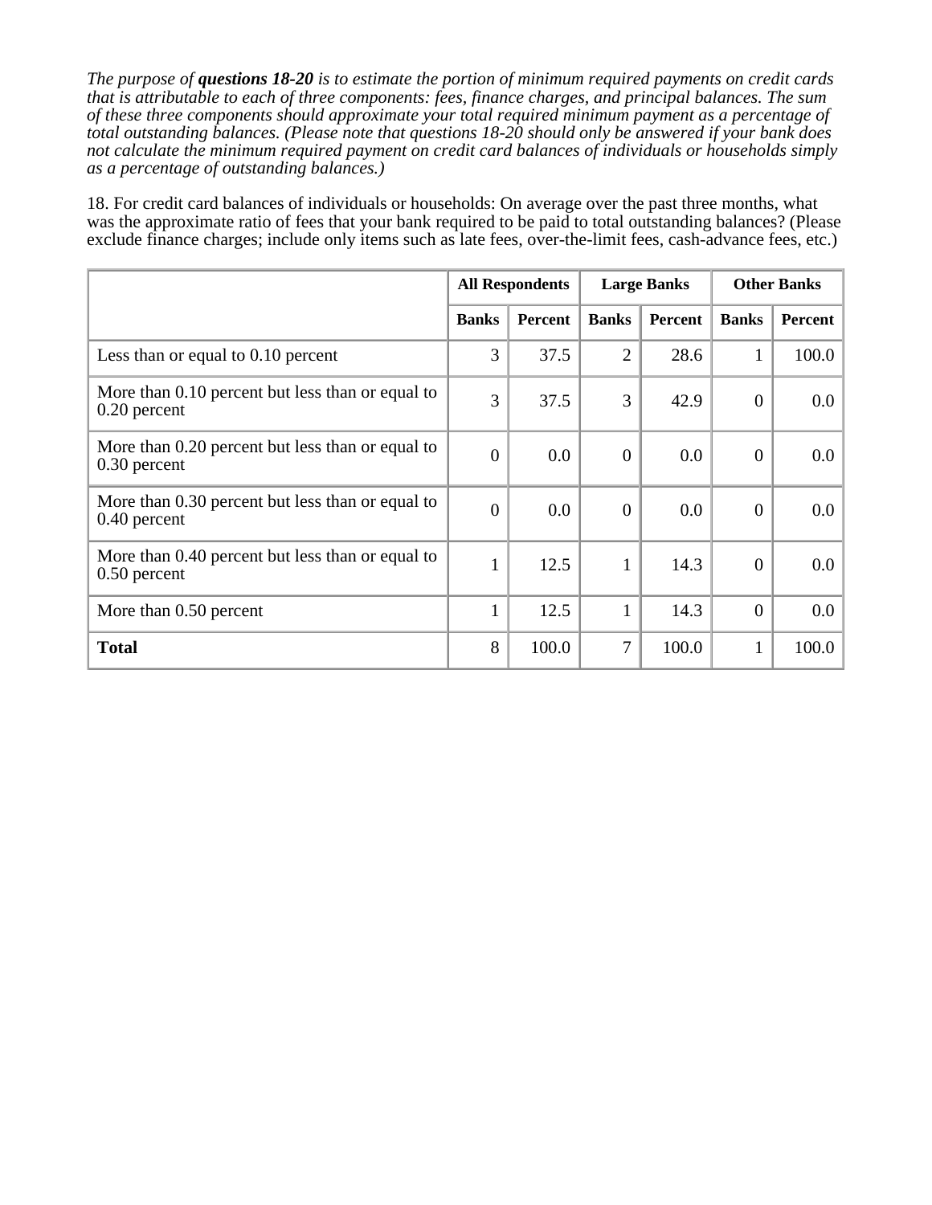*The purpose of **questions 18-20** is to estimate the portion of minimum required payments on credit cards that is attributable to each of three components: fees, finance charges, and principal balances. The sum of these three components should approximate your total required minimum payment as a percentage of total outstanding balances. (Please note that questions 18-20 should only be answered if your bank does not calculate the minimum required payment on credit card balances of individuals or households simply as a percentage of outstanding balances.)*

18. For credit card balances of individuals or households: On average over the past three months, what was the approximate ratio of fees that your bank required to be paid to total outstanding balances? (Please exclude finance charges; include only items such as late fees, over-the-limit fees, cash-advance fees, etc.)

| | All Respondents | | Large Banks | | Other Banks | |
|---|---|---|---|---|---|---|
| | **Banks** | **Percent** | **Banks** | **Percent** | **Banks** | **Percent** |
| Less than or equal to 0.10 percent | 3 | 37.5 | 2 | 28.6 | 1 | 100.0 |
| More than 0.10 percent but less than or equal to 0.20 percent | 3 | 37.5 | 3 | 42.9 | 0 | 0.0 |
| More than 0.20 percent but less than or equal to 0.30 percent | 0 | 0.0 | 0 | 0.0 | 0 | 0.0 |
| More than 0.30 percent but less than or equal to 0.40 percent | 0 | 0.0 | 0 | 0.0 | 0 | 0.0 |
| More than 0.40 percent but less than or equal to 0.50 percent | 1 | 12.5 | 1 | 14.3 | 0 | 0.0 |
| More than 0.50 percent | 1 | 12.5 | 1 | 14.3 | 0 | 0.0 |
| **Total** | 8 | 100.0 | 7 | 100.0 | 1 | 100.0 |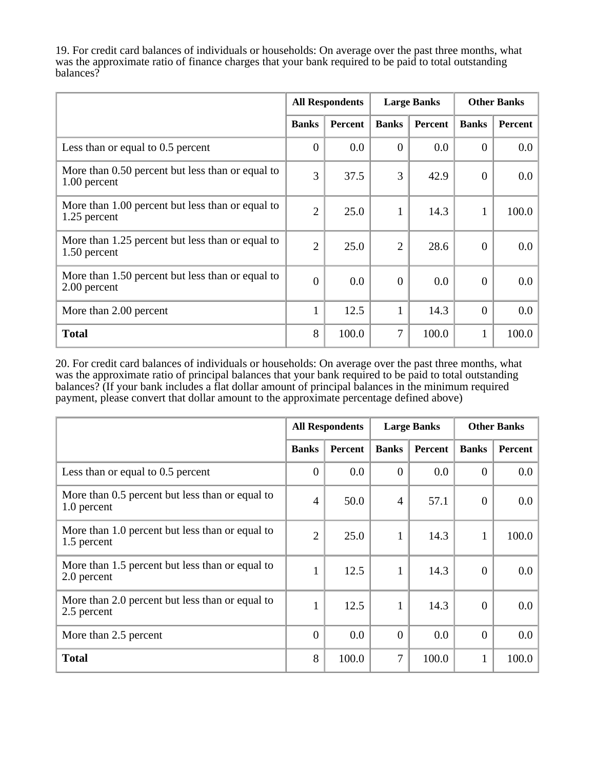19. For credit card balances of individuals or households: On average over the past three months, what was the approximate ratio of finance charges that your bank required to be paid to total outstanding balances?

| | All Respondents | | Large Banks | | Other Banks | |
|---|---|---|---|---|---|---|
| | Banks | Percent | Banks | Percent | Banks | Percent |
| Less than or equal to 0.5 percent | 0 | 0.0 | 0 | 0.0 | 0 | 0.0 |
| More than 0.50 percent but less than or equal to 1.00 percent | 3 | 37.5 | 3 | 42.9 | 0 | 0.0 |
| More than 1.00 percent but less than or equal to 1.25 percent | 2 | 25.0 | 1 | 14.3 | 1 | 100.0 |
| More than 1.25 percent but less than or equal to 1.50 percent | 2 | 25.0 | 2 | 28.6 | 0 | 0.0 |
| More than 1.50 percent but less than or equal to 2.00 percent | 0 | 0.0 | 0 | 0.0 | 0 | 0.0 |
| More than 2.00 percent | 1 | 12.5 | 1 | 14.3 | 0 | 0.0 |
| **Total** | 8 | 100.0 | 7 | 100.0 | 1 | 100.0 |

20. For credit card balances of individuals or households: On average over the past three months, what was the approximate ratio of principal balances that your bank required to be paid to total outstanding balances? (If your bank includes a flat dollar amount of principal balances in the minimum required payment, please convert that dollar amount to the approximate percentage defined above)

| | All Respondents | | Large Banks | | Other Banks | |
|---|---|---|---|---|---|---|
| | Banks | Percent | Banks | Percent | Banks | Percent |
| Less than or equal to 0.5 percent | 0 | 0.0 | 0 | 0.0 | 0 | 0.0 |
| More than 0.5 percent but less than or equal to 1.0 percent | 4 | 50.0 | 4 | 57.1 | 0 | 0.0 |
| More than 1.0 percent but less than or equal to 1.5 percent | 2 | 25.0 | 1 | 14.3 | 1 | 100.0 |
| More than 1.5 percent but less than or equal to 2.0 percent | 1 | 12.5 | 1 | 14.3 | 0 | 0.0 |
| More than 2.0 percent but less than or equal to 2.5 percent | 1 | 12.5 | 1 | 14.3 | 0 | 0.0 |
| More than 2.5 percent | 0 | 0.0 | 0 | 0.0 | 0 | 0.0 |
| **Total** | 8 | 100.0 | 7 | 100.0 | 1 | 100.0 |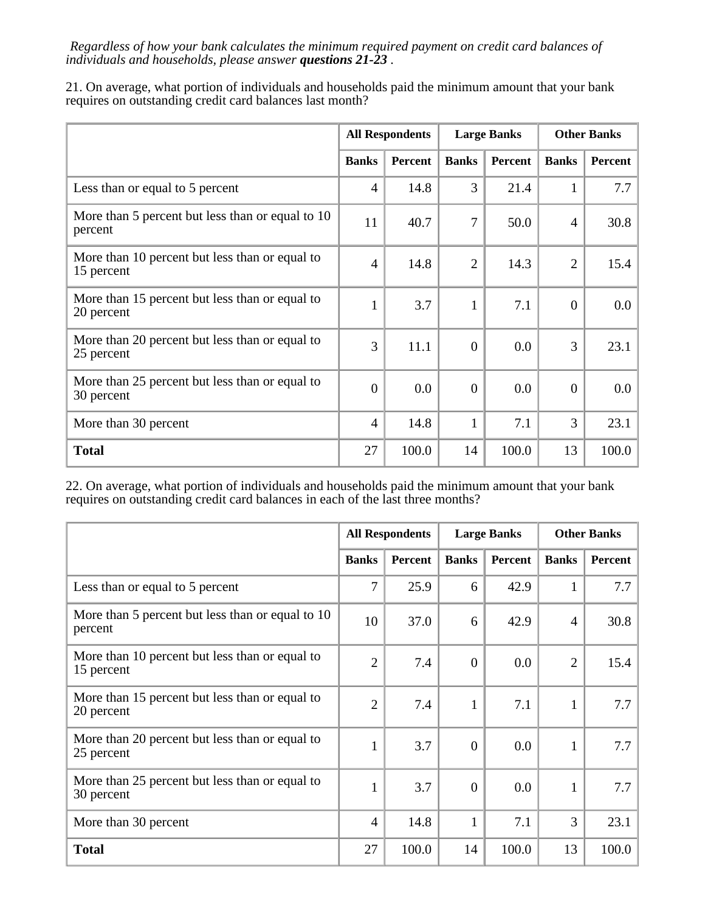*Regardless of how your bank calculates the minimum required payment on credit card balances of individuals and households, please answer **questions 21-23** .*

21. On average, what portion of individuals and households paid the minimum amount that your bank requires on outstanding credit card balances last month?

| | All Respondents | | Large Banks | | Other Banks | |
|---|---|---|---|---|---|---|
| | **Banks** | **Percent** | **Banks** | **Percent** | **Banks** | **Percent** |
| Less than or equal to 5 percent | 4 | 14.8 | 3 | 21.4 | 1 | 7.7 |
| More than 5 percent but less than or equal to 10 percent | 11 | 40.7 | 7 | 50.0 | 4 | 30.8 |
| More than 10 percent but less than or equal to 15 percent | 4 | 14.8 | 2 | 14.3 | 2 | 15.4 |
| More than 15 percent but less than or equal to 20 percent | 1 | 3.7 | 1 | 7.1 | 0 | 0.0 |
| More than 20 percent but less than or equal to 25 percent | 3 | 11.1 | 0 | 0.0 | 3 | 23.1 |
| More than 25 percent but less than or equal to 30 percent | 0 | 0.0 | 0 | 0.0 | 0 | 0.0 |
| More than 30 percent | 4 | 14.8 | 1 | 7.1 | 3 | 23.1 |
| **Total** | 27 | 100.0 | 14 | 100.0 | 13 | 100.0 |

22. On average, what portion of individuals and households paid the minimum amount that your bank requires on outstanding credit card balances in each of the last three months?

| | All Respondents | | Large Banks | | Other Banks | |
|---|---|---|---|---|---|---|
| | **Banks** | **Percent** | **Banks** | **Percent** | **Banks** | **Percent** |
| Less than or equal to 5 percent | 7 | 25.9 | 6 | 42.9 | 1 | 7.7 |
| More than 5 percent but less than or equal to 10 percent | 10 | 37.0 | 6 | 42.9 | 4 | 30.8 |
| More than 10 percent but less than or equal to 15 percent | 2 | 7.4 | 0 | 0.0 | 2 | 15.4 |
| More than 15 percent but less than or equal to 20 percent | 2 | 7.4 | 1 | 7.1 | 1 | 7.7 |
| More than 20 percent but less than or equal to 25 percent | 1 | 3.7 | 0 | 0.0 | 1 | 7.7 |
| More than 25 percent but less than or equal to 30 percent | 1 | 3.7 | 0 | 0.0 | 1 | 7.7 |
| More than 30 percent | 4 | 14.8 | 1 | 7.1 | 3 | 23.1 |
| **Total** | 27 | 100.0 | 14 | 100.0 | 13 | 100.0 |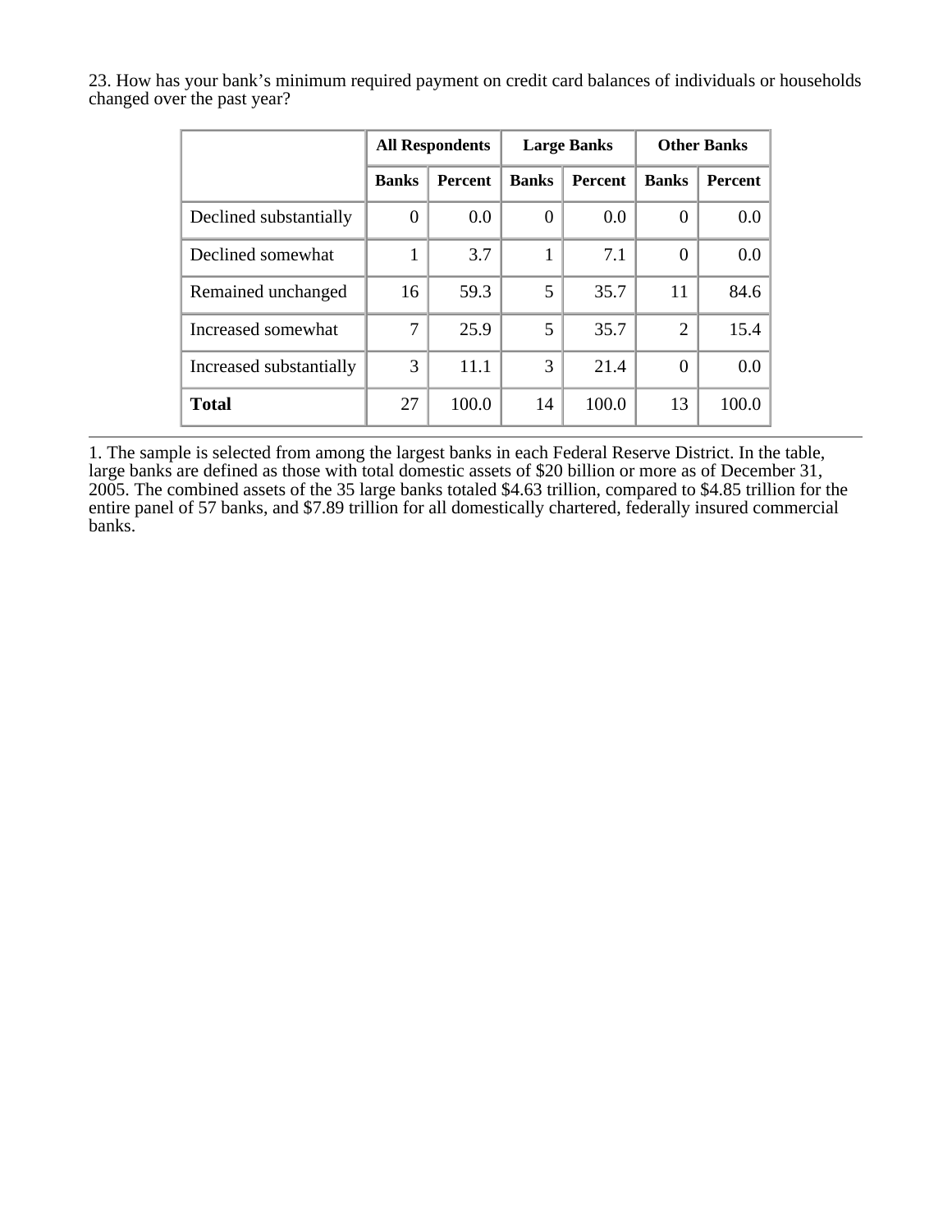23. How has your bank's minimum required payment on credit card balances of individuals or households changed over the past year?

| | All Respondents | | Large Banks | | Other Banks | |
|---|---|---|---|---|---|---|
| | Banks | Percent | Banks | Percent | Banks | Percent |
| Declined substantially | 0 | 0.0 | 0 | 0.0 | 0 | 0.0 |
| Declined somewhat | 1 | 3.7 | 1 | 7.1 | 0 | 0.0 |
| Remained unchanged | 16 | 59.3 | 5 | 35.7 | 11 | 84.6 |
| Increased somewhat | 7 | 25.9 | 5 | 35.7 | 2 | 15.4 |
| Increased substantially | 3 | 11.1 | 3 | 21.4 | 0 | 0.0 |
| **Total** | 27 | 100.0 | 14 | 100.0 | 13 | 100.0 |

---

1. The sample is selected from among the largest banks in each Federal Reserve District. In the table, large banks are defined as those with total domestic assets of $20 billion or more as of December 31, 2005. The combined assets of the 35 large banks totaled $4.63 trillion, compared to $4.85 trillion for the entire panel of 57 banks, and $7.89 trillion for all domestically chartered, federally insured commercial banks.